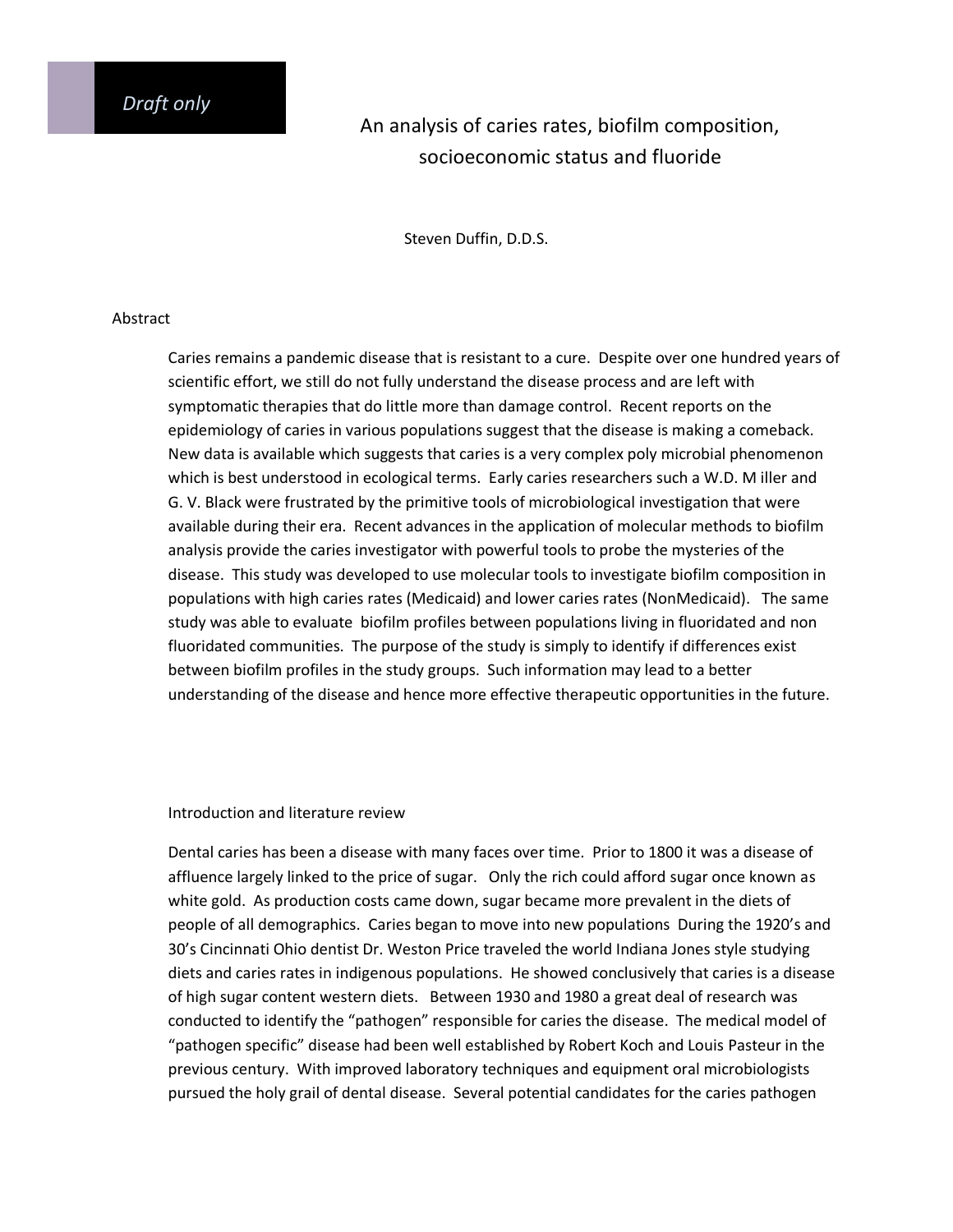*Draft only*

# An analysis of caries rates, biofilm composition, socioeconomic status and fluoride

Steven Duffin, D.D.S.

## Abstract

Caries remains a pandemic disease that is resistant to a cure. Despite over one hundred years of scientific effort, we still do not fully understand the disease process and are left with symptomatic therapies that do little more than damage control. Recent reports on the epidemiology of caries in various populations suggest that the disease is making a comeback. New data is available which suggests that caries is a very complex poly microbial phenomenon which is best understood in ecological terms. Early caries researchers such a W.D. M iller and G. V. Black were frustrated by the primitive tools of microbiological investigation that were available during their era. Recent advances in the application of molecular methods to biofilm analysis provide the caries investigator with powerful tools to probe the mysteries of the disease. This study was developed to use molecular tools to investigate biofilm composition in populations with high caries rates (Medicaid) and lower caries rates (NonMedicaid). The same study was able to evaluate biofilm profiles between populations living in fluoridated and non fluoridated communities. The purpose of the study is simply to identify if differences exist between biofilm profiles in the study groups. Such information may lead to a better understanding of the disease and hence more effective therapeutic opportunities in the future.

## Introduction and literature review

Dental caries has been a disease with many faces over time. Prior to 1800 it was a disease of affluence largely linked to the price of sugar. Only the rich could afford sugar once known as white gold. As production costs came down, sugar became more prevalent in the diets of people of all demographics. Caries began to move into new populations During the 1920's and 30's Cincinnati Ohio dentist Dr. Weston Price traveled the world Indiana Jones style studying diets and caries rates in indigenous populations. He showed conclusively that caries is a disease of high sugar content western diets. Between 1930 and 1980 a great deal of research was conducted to identify the "pathogen" responsible for caries the disease. The medical model of "pathogen specific" disease had been well established by Robert Koch and Louis Pasteur in the previous century. With improved laboratory techniques and equipment oral microbiologists pursued the holy grail of dental disease. Several potential candidates for the caries pathogen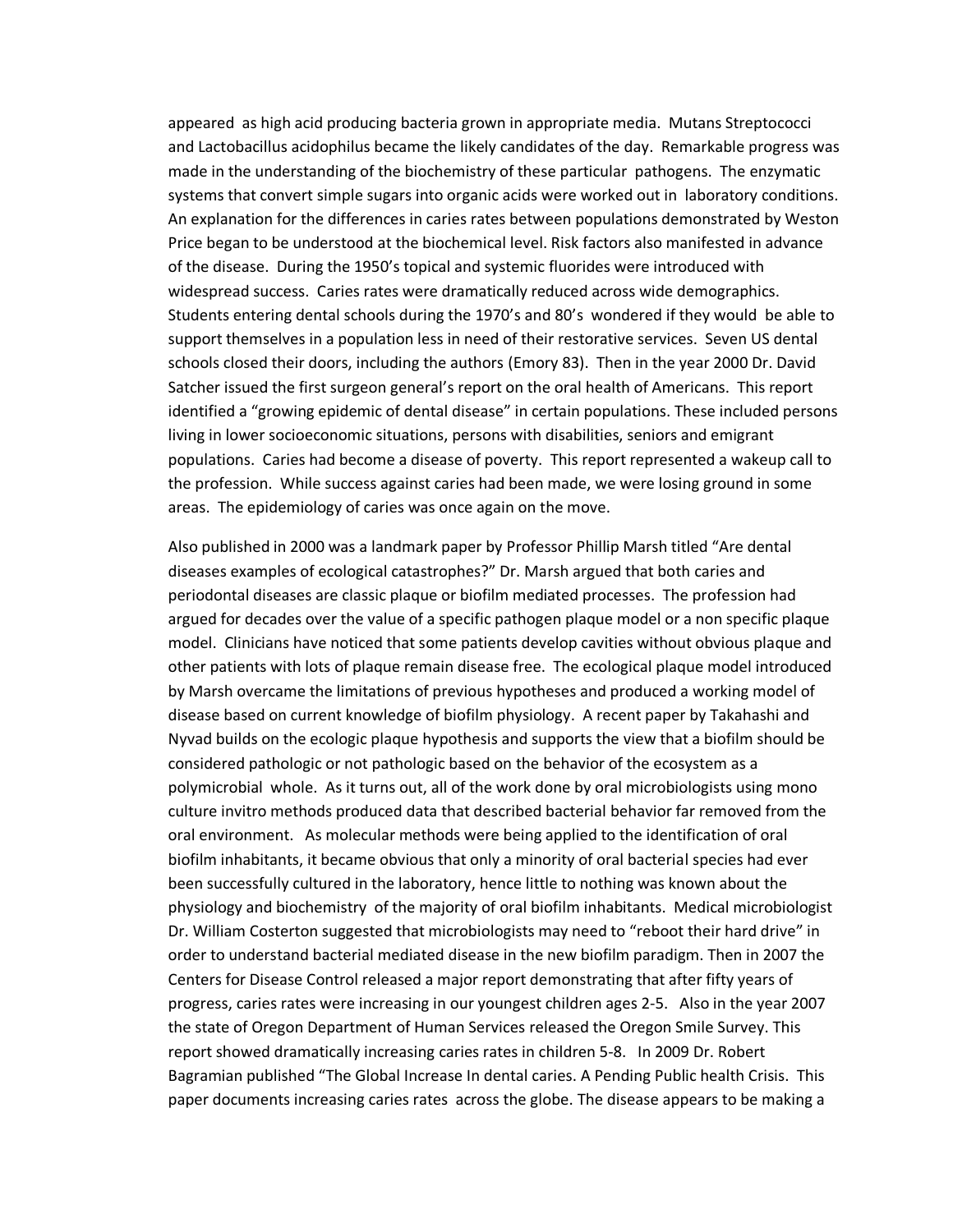appeared as high acid producing bacteria grown in appropriate media. Mutans Streptococci and Lactobacillus acidophilus became the likely candidates of the day. Remarkable progress was made in the understanding of the biochemistry of these particular pathogens. The enzymatic systems that convert simple sugars into organic acids were worked out in laboratory conditions. An explanation for the differences in caries rates between populations demonstrated by Weston Price began to be understood at the biochemical level. Risk factors also manifested in advance of the disease. During the 1950's topical and systemic fluorides were introduced with widespread success. Caries rates were dramatically reduced across wide demographics. Students entering dental schools during the 1970's and 80's wondered if they would be able to support themselves in a population less in need of their restorative services. Seven US dental schools closed their doors, including the authors (Emory 83). Then in the year 2000 Dr. David Satcher issued the first surgeon general's report on the oral health of Americans. This report identified a "growing epidemic of dental disease" in certain populations. These included persons living in lower socioeconomic situations, persons with disabilities, seniors and emigrant populations. Caries had become a disease of poverty. This report represented a wakeup call to the profession. While success against caries had been made, we were losing ground in some areas. The epidemiology of caries was once again on the move.

Also published in 2000 was a landmark paper by Professor Phillip Marsh titled "Are dental diseases examples of ecological catastrophes?" Dr. Marsh argued that both caries and periodontal diseases are classic plaque or biofilm mediated processes. The profession had argued for decades over the value of a specific pathogen plaque model or a non specific plaque model. Clinicians have noticed that some patients develop cavities without obvious plaque and other patients with lots of plaque remain disease free. The ecological plaque model introduced by Marsh overcame the limitations of previous hypotheses and produced a working model of disease based on current knowledge of biofilm physiology. A recent paper by Takahashi and Nyvad builds on the ecologic plaque hypothesis and supports the view that a biofilm should be considered pathologic or not pathologic based on the behavior of the ecosystem as a polymicrobial whole. As it turns out, all of the work done by oral microbiologists using mono culture invitro methods produced data that described bacterial behavior far removed from the oral environment. As molecular methods were being applied to the identification of oral biofilm inhabitants, it became obvious that only a minority of oral bacterial species had ever been successfully cultured in the laboratory, hence little to nothing was known about the physiology and biochemistry of the majority of oral biofilm inhabitants. Medical microbiologist Dr. William Costerton suggested that microbiologists may need to "reboot their hard drive" in order to understand bacterial mediated disease in the new biofilm paradigm. Then in 2007 the Centers for Disease Control released a major report demonstrating that after fifty years of progress, caries rates were increasing in our youngest children ages 2-5. Also in the year 2007 the state of Oregon Department of Human Services released the Oregon Smile Survey. This report showed dramatically increasing caries rates in children 5-8. In 2009 Dr. Robert Bagramian published "The Global Increase In dental caries. A Pending Public health Crisis. This paper documents increasing caries rates across the globe. The disease appears to be making a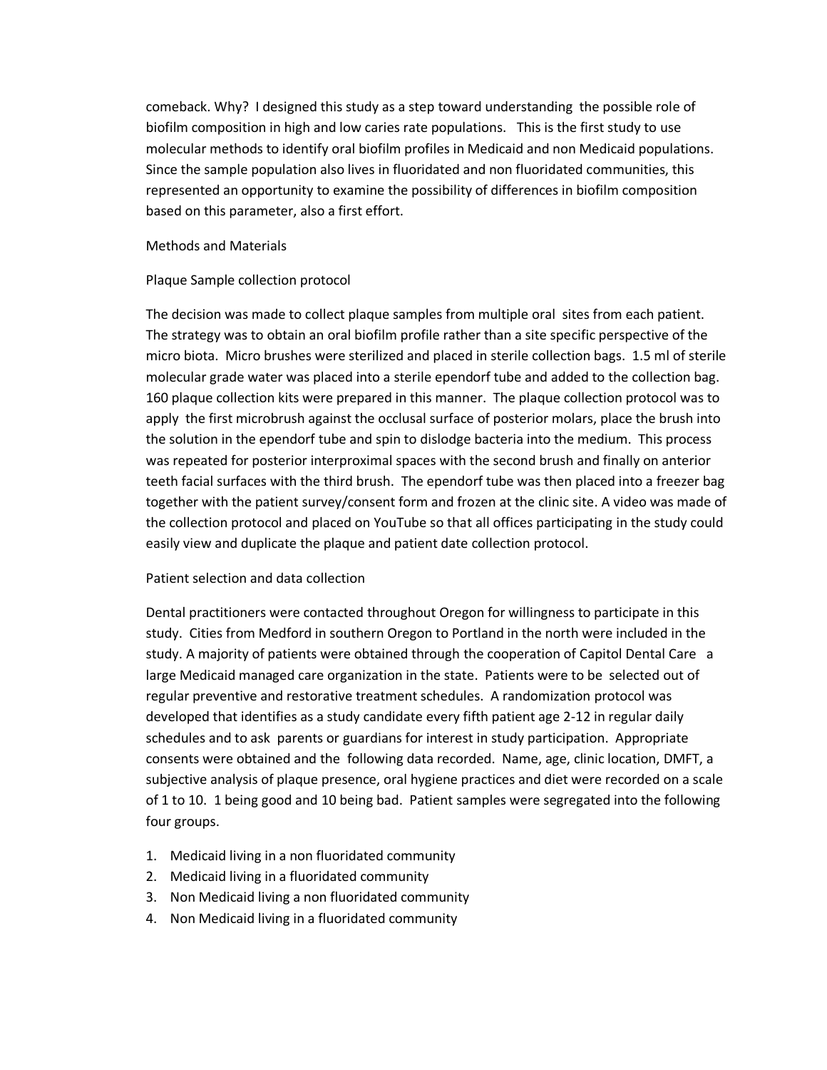comeback. Why? I designed this study as a step toward understanding the possible role of biofilm composition in high and low caries rate populations. This is the first study to use molecular methods to identify oral biofilm profiles in Medicaid and non Medicaid populations. Since the sample population also lives in fluoridated and non fluoridated communities, this represented an opportunity to examine the possibility of differences in biofilm composition based on this parameter, also a first effort.

## Methods and Materials

### Plaque Sample collection protocol

The decision was made to collect plaque samples from multiple oral sites from each patient. The strategy was to obtain an oral biofilm profile rather than a site specific perspective of the micro biota. Micro brushes were sterilized and placed in sterile collection bags. 1.5 ml of sterile molecular grade water was placed into a sterile ependorf tube and added to the collection bag. 160 plaque collection kits were prepared in this manner. The plaque collection protocol was to apply the first microbrush against the occlusal surface of posterior molars, place the brush into the solution in the ependorf tube and spin to dislodge bacteria into the medium. This process was repeated for posterior interproximal spaces with the second brush and finally on anterior teeth facial surfaces with the third brush. The ependorf tube was then placed into a freezer bag together with the patient survey/consent form and frozen at the clinic site. A video was made of the collection protocol and placed on YouTube so that all offices participating in the study could easily view and duplicate the plaque and patient date collection protocol.

### Patient selection and data collection

Dental practitioners were contacted throughout Oregon for willingness to participate in this study. Cities from Medford in southern Oregon to Portland in the north were included in the study. A majority of patients were obtained through the cooperation of Capitol Dental Care a large Medicaid managed care organization in the state. Patients were to be selected out of regular preventive and restorative treatment schedules. A randomization protocol was developed that identifies as a study candidate every fifth patient age 2-12 in regular daily schedules and to ask parents or guardians for interest in study participation. Appropriate consents were obtained and the following data recorded. Name, age, clinic location, DMFT, a subjective analysis of plaque presence, oral hygiene practices and diet were recorded on a scale of 1 to 10. 1 being good and 10 being bad. Patient samples were segregated into the following four groups.

1. Medicaid living in a non fluoridated community
2. Medicaid living in a fluoridated community
3. Non Medicaid living a non fluoridated community
4. Non Medicaid living in a fluoridated community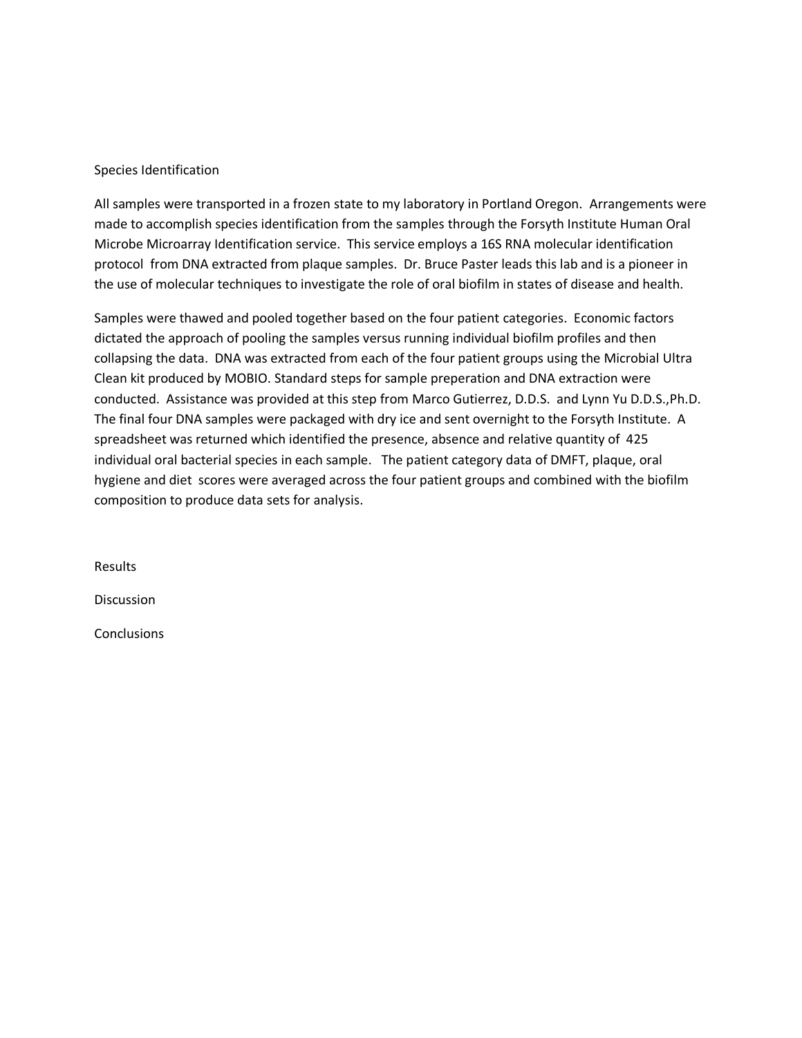## Species Identification

All samples were transported in a frozen state to my laboratory in Portland Oregon. Arrangements were made to accomplish species identification from the samples through the Forsyth Institute Human Oral Microbe Microarray Identification service. This service employs a 16S RNA molecular identification protocol from DNA extracted from plaque samples. Dr. Bruce Paster leads this lab and is a pioneer in the use of molecular techniques to investigate the role of oral biofilm in states of disease and health.

Samples were thawed and pooled together based on the four patient categories. Economic factors dictated the approach of pooling the samples versus running individual biofilm profiles and then collapsing the data. DNA was extracted from each of the four patient groups using the Microbial Ultra Clean kit produced by MOBIO. Standard steps for sample preperation and DNA extraction were conducted. Assistance was provided at this step from Marco Gutierrez, D.D.S. and Lynn Yu D.D.S.,Ph.D. The final four DNA samples were packaged with dry ice and sent overnight to the Forsyth Institute. A spreadsheet was returned which identified the presence, absence and relative quantity of 425 individual oral bacterial species in each sample. The patient category data of DMFT, plaque, oral hygiene and diet scores were averaged across the four patient groups and combined with the biofilm composition to produce data sets for analysis.

## Results

## Discussion

## Conclusions